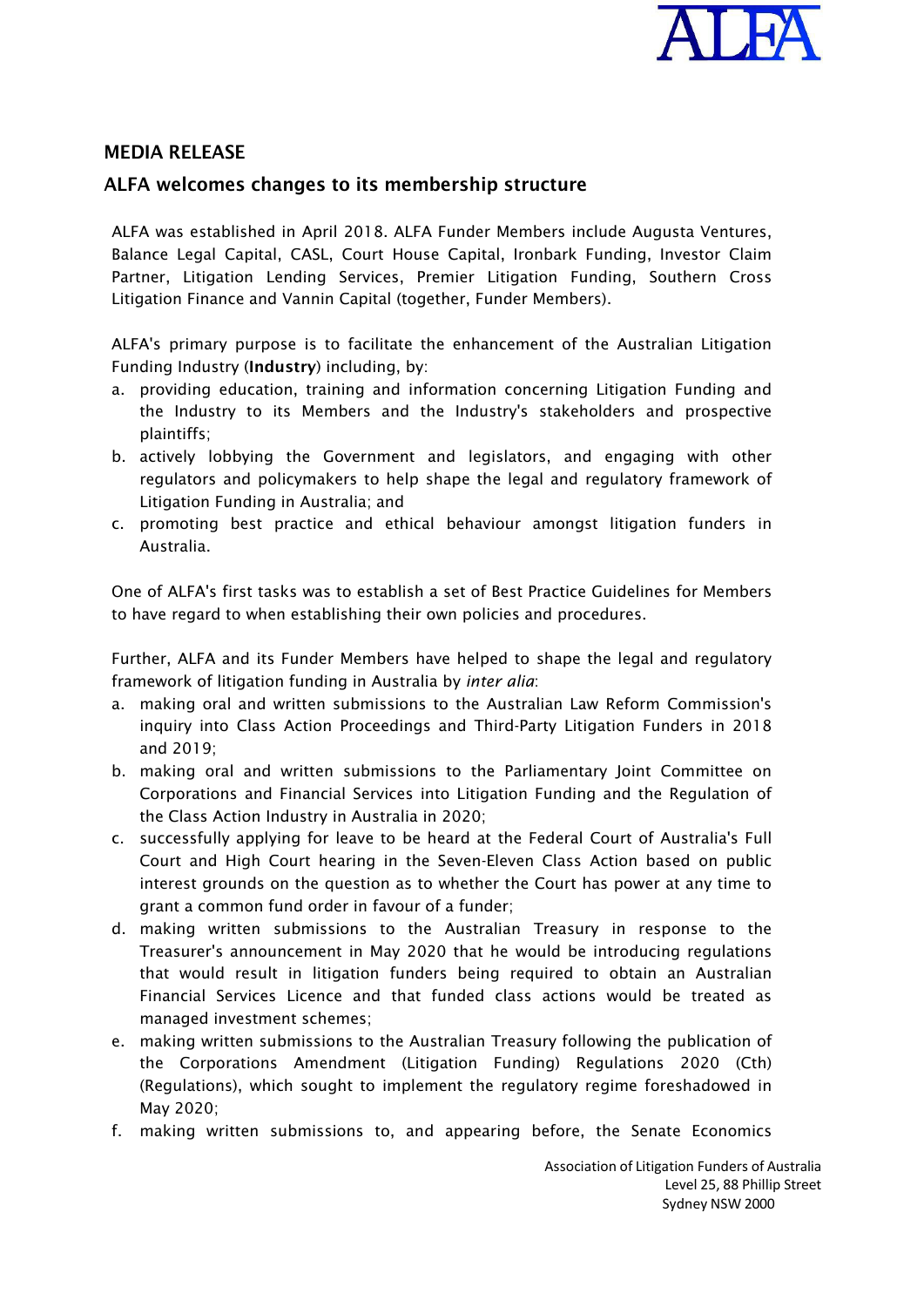## MEDIA RELEASE

## ALFA welcomes changes to its membership structure

ALFA was established in April 2018. ALFA Funder Members include Augusta Ventures, Balance Legal Capital, CASL, Court House Capital, Ironbark Funding, Investor Claim Partner, Litigation Lending Services, Premier Litigation Funding, Southern Cross Litigation Finance and Vannin Capital (together, Funder Members).

ALFA's primary purpose is to facilitate the enhancement of the Australian Litigation Funding Industry (**Industry**) including, by:

a. providing education, training and information concerning Litigation Funding and the Industry to its Members and the Industry's stakeholders and prospective plaintiffs;
b. actively lobbying the Government and legislators, and engaging with other regulators and policymakers to help shape the legal and regulatory framework of Litigation Funding in Australia; and
c. promoting best practice and ethical behaviour amongst litigation funders in Australia.

One of ALFA's first tasks was to establish a set of Best Practice Guidelines for Members to have regard to when establishing their own policies and procedures.

Further, ALFA and its Funder Members have helped to shape the legal and regulatory framework of litigation funding in Australia by *inter alia*:

a. making oral and written submissions to the Australian Law Reform Commission's inquiry into Class Action Proceedings and Third-Party Litigation Funders in 2018 and 2019;
b. making oral and written submissions to the Parliamentary Joint Committee on Corporations and Financial Services into Litigation Funding and the Regulation of the Class Action Industry in Australia in 2020;
c. successfully applying for leave to be heard at the Federal Court of Australia's Full Court and High Court hearing in the Seven-Eleven Class Action based on public interest grounds on the question as to whether the Court has power at any time to grant a common fund order in favour of a funder;
d. making written submissions to the Australian Treasury in response to the Treasurer's announcement in May 2020 that he would be introducing regulations that would result in litigation funders being required to obtain an Australian Financial Services Licence and that funded class actions would be treated as managed investment schemes;
e. making written submissions to the Australian Treasury following the publication of the Corporations Amendment (Litigation Funding) Regulations 2020 (Cth) (Regulations), which sought to implement the regulatory regime foreshadowed in May 2020;
f. making written submissions to, and appearing before, the Senate Economics

Association of Litigation Funders of Australia
Level 25, 88 Phillip Street
Sydney NSW 2000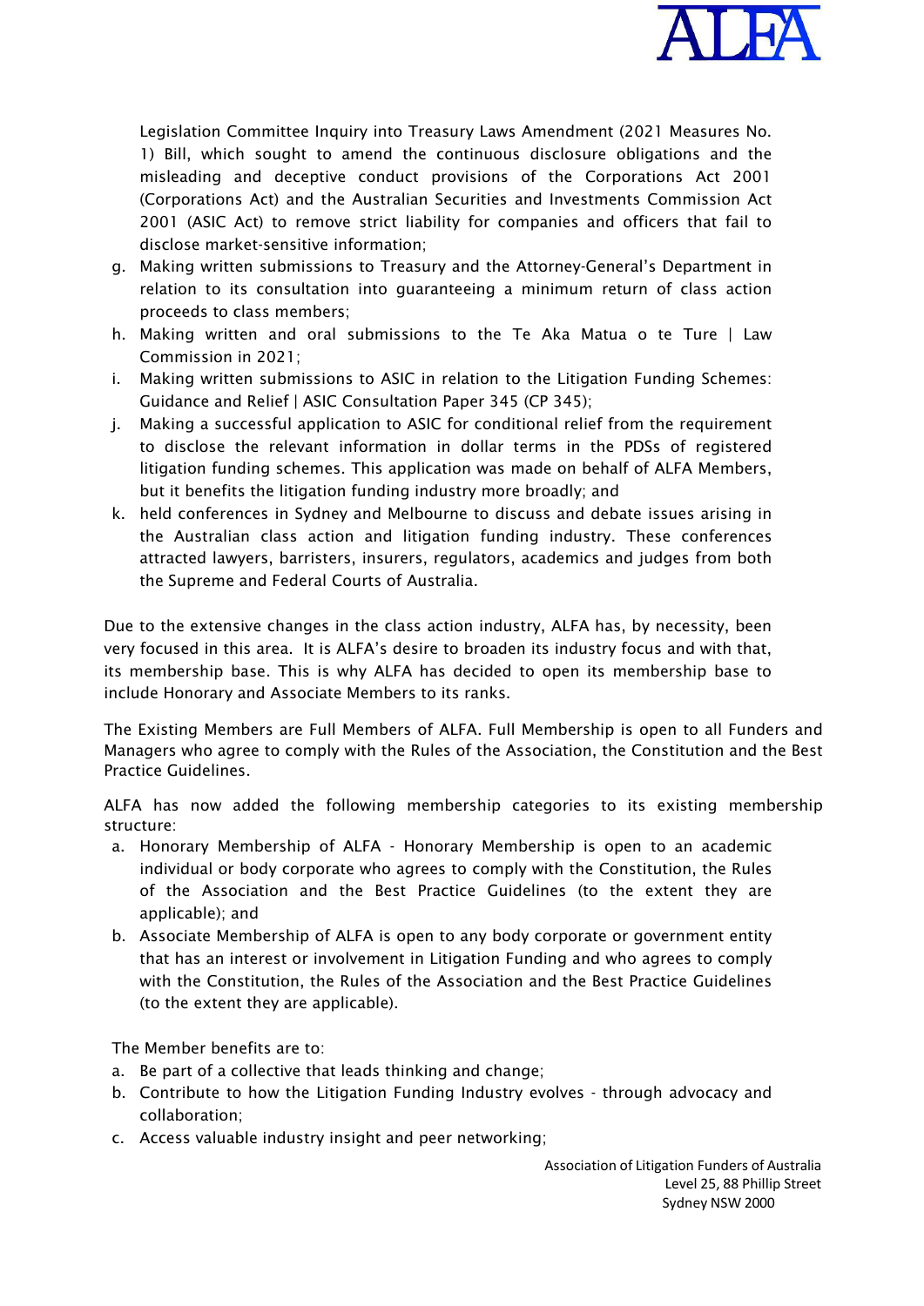Legislation Committee Inquiry into Treasury Laws Amendment (2021 Measures No. 1) Bill, which sought to amend the continuous disclosure obligations and the misleading and deceptive conduct provisions of the Corporations Act 2001 (Corporations Act) and the Australian Securities and Investments Commission Act 2001 (ASIC Act) to remove strict liability for companies and officers that fail to disclose market-sensitive information;

g. Making written submissions to Treasury and the Attorney-General's Department in relation to its consultation into guaranteeing a minimum return of class action proceeds to class members;
h. Making written and oral submissions to the Te Aka Matua o te Ture | Law Commission in 2021;
i. Making written submissions to ASIC in relation to the Litigation Funding Schemes: Guidance and Relief | ASIC Consultation Paper 345 (CP 345);
j. Making a successful application to ASIC for conditional relief from the requirement to disclose the relevant information in dollar terms in the PDSs of registered litigation funding schemes. This application was made on behalf of ALFA Members, but it benefits the litigation funding industry more broadly; and
k. held conferences in Sydney and Melbourne to discuss and debate issues arising in the Australian class action and litigation funding industry. These conferences attracted lawyers, barristers, insurers, regulators, academics and judges from both the Supreme and Federal Courts of Australia.

Due to the extensive changes in the class action industry, ALFA has, by necessity, been very focused in this area. It is ALFA's desire to broaden its industry focus and with that, its membership base. This is why ALFA has decided to open its membership base to include Honorary and Associate Members to its ranks.

The Existing Members are Full Members of ALFA. Full Membership is open to all Funders and Managers who agree to comply with the Rules of the Association, the Constitution and the Best Practice Guidelines.

ALFA has now added the following membership categories to its existing membership structure:

a. Honorary Membership of ALFA - Honorary Membership is open to an academic individual or body corporate who agrees to comply with the Constitution, the Rules of the Association and the Best Practice Guidelines (to the extent they are applicable); and
b. Associate Membership of ALFA is open to any body corporate or government entity that has an interest or involvement in Litigation Funding and who agrees to comply with the Constitution, the Rules of the Association and the Best Practice Guidelines (to the extent they are applicable).

The Member benefits are to:

a. Be part of a collective that leads thinking and change;
b. Contribute to how the Litigation Funding Industry evolves - through advocacy and collaboration;
c. Access valuable industry insight and peer networking;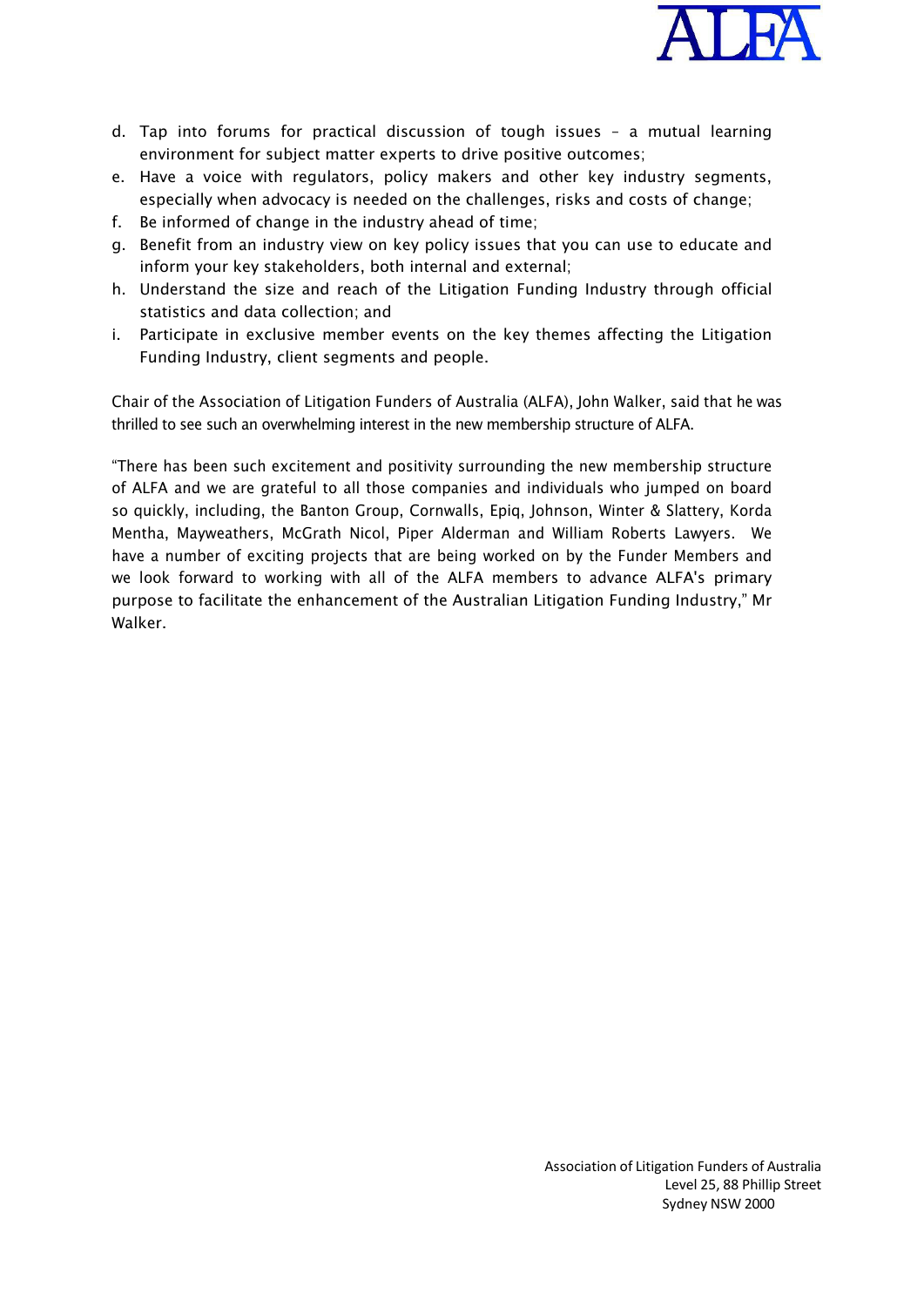d. Tap into forums for practical discussion of tough issues – a mutual learning environment for subject matter experts to drive positive outcomes;
e. Have a voice with regulators, policy makers and other key industry segments, especially when advocacy is needed on the challenges, risks and costs of change;
f. Be informed of change in the industry ahead of time;
g. Benefit from an industry view on key policy issues that you can use to educate and inform your key stakeholders, both internal and external;
h. Understand the size and reach of the Litigation Funding Industry through official statistics and data collection; and
i. Participate in exclusive member events on the key themes affecting the Litigation Funding Industry, client segments and people.

Chair of the Association of Litigation Funders of Australia (ALFA), John Walker, said that he was thrilled to see such an overwhelming interest in the new membership structure of ALFA.

"There has been such excitement and positivity surrounding the new membership structure of ALFA and we are grateful to all those companies and individuals who jumped on board so quickly, including, the Banton Group, Cornwalls, Epiq, Johnson, Winter & Slattery, Korda Mentha, Mayweathers, McGrath Nicol, Piper Alderman and William Roberts Lawyers. We have a number of exciting projects that are being worked on by the Funder Members and we look forward to working with all of the ALFA members to advance ALFA's primary purpose to facilitate the enhancement of the Australian Litigation Funding Industry," Mr Walker.